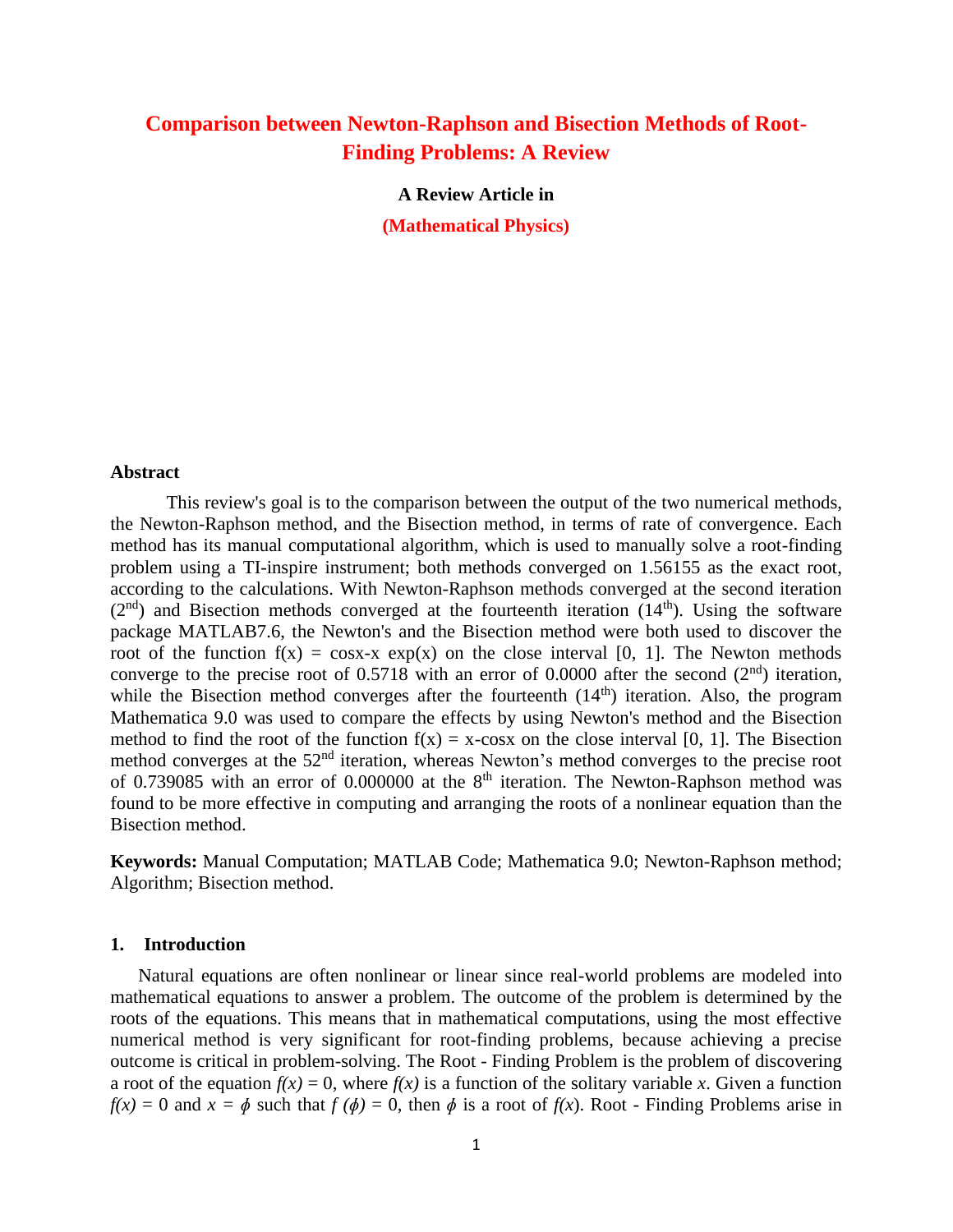# Comparison between Newton-Raphson and Bisection Methods of Root-Finding Problems: A Review

**A Review Article in**

**(Mathematical Physics)**

## Abstract

This review's goal is to the comparison between the output of the two numerical methods, the Newton-Raphson method, and the Bisection method, in terms of rate of convergence. Each method has its manual computational algorithm, which is used to manually solve a root-finding problem using a TI-inspire instrument; both methods converged on 1.56155 as the exact root, according to the calculations. With Newton-Raphson methods converged at the second iteration ($2^{nd}$) and Bisection methods converged at the fourteenth iteration ($14^{th}$). Using the software package MATLAB7.6, the Newton's and the Bisection method were both used to discover the root of the function f(x) = cosx-x exp(x) on the close interval [0, 1]. The Newton methods converge to the precise root of 0.5718 with an error of 0.0000 after the second ($2^{nd}$) iteration, while the Bisection method converges after the fourteenth ($14^{th}$) iteration. Also, the program Mathematica 9.0 was used to compare the effects by using Newton's method and the Bisection method to find the root of the function f(x) = x-cosx on the close interval [0, 1]. The Bisection method converges at the $52^{nd}$ iteration, whereas Newton's method converges to the precise root of 0.739085 with an error of 0.000000 at the $8^{th}$ iteration. The Newton-Raphson method was found to be more effective in computing and arranging the roots of a nonlinear equation than the Bisection method.

**Keywords:** Manual Computation; MATLAB Code; Mathematica 9.0; Newton-Raphson method; Algorithm; Bisection method.

## 1. Introduction

Natural equations are often nonlinear or linear since real-world problems are modeled into mathematical equations to answer a problem. The outcome of the problem is determined by the roots of the equations. This means that in mathematical computations, using the most effective numerical method is very significant for root-finding problems, because achieving a precise outcome is critical in problem-solving. The Root - Finding Problem is the problem of discovering a root of the equation $f(x) = 0$, where $f(x)$ is a function of the solitary variable $x$. Given a function $f(x) = 0$ and $x = \phi$ such that $f(\phi) = 0$, then $\phi$ is a root of $f(x)$. Root - Finding Problems arise in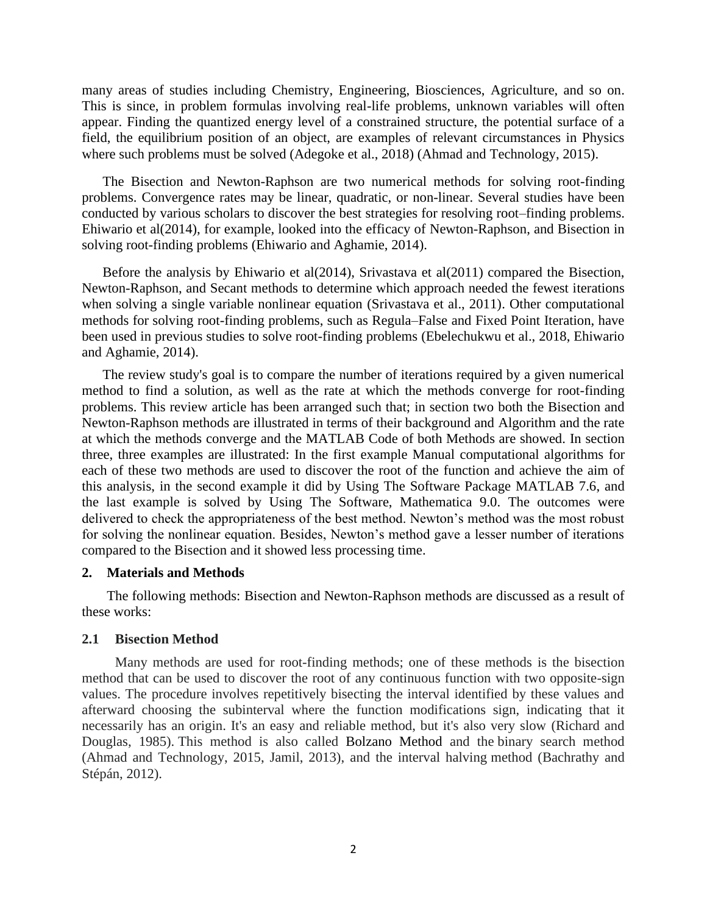many areas of studies including Chemistry, Engineering, Biosciences, Agriculture, and so on. This is since, in problem formulas involving real-life problems, unknown variables will often appear. Finding the quantized energy level of a constrained structure, the potential surface of a field, the equilibrium position of an object, are examples of relevant circumstances in Physics where such problems must be solved (Adegoke et al., 2018) (Ahmad and Technology, 2015).

The Bisection and Newton-Raphson are two numerical methods for solving root-finding problems. Convergence rates may be linear, quadratic, or non-linear. Several studies have been conducted by various scholars to discover the best strategies for resolving root–finding problems. Ehiwario et al(2014), for example, looked into the efficacy of Newton-Raphson, and Bisection in solving root-finding problems (Ehiwario and Aghamie, 2014).

Before the analysis by Ehiwario et al(2014), Srivastava et al(2011) compared the Bisection, Newton-Raphson, and Secant methods to determine which approach needed the fewest iterations when solving a single variable nonlinear equation (Srivastava et al., 2011). Other computational methods for solving root-finding problems, such as Regula–False and Fixed Point Iteration, have been used in previous studies to solve root-finding problems (Ebelechukwu et al., 2018, Ehiwario and Aghamie, 2014).

The review study's goal is to compare the number of iterations required by a given numerical method to find a solution, as well as the rate at which the methods converge for root-finding problems. This review article has been arranged such that; in section two both the Bisection and Newton-Raphson methods are illustrated in terms of their background and Algorithm and the rate at which the methods converge and the MATLAB Code of both Methods are showed. In section three, three examples are illustrated: In the first example Manual computational algorithms for each of these two methods are used to discover the root of the function and achieve the aim of this analysis, in the second example it did by Using The Software Package MATLAB 7.6, and the last example is solved by Using The Software, Mathematica 9.0. The outcomes were delivered to check the appropriateness of the best method. Newton's method was the most robust for solving the nonlinear equation. Besides, Newton's method gave a lesser number of iterations compared to the Bisection and it showed less processing time.

## 2. Materials and Methods

The following methods: Bisection and Newton-Raphson methods are discussed as a result of these works:

### 2.1 Bisection Method

Many methods are used for root-finding methods; one of these methods is the bisection method that can be used to discover the root of any continuous function with two opposite-sign values. The procedure involves repetitively bisecting the interval identified by these values and afterward choosing the subinterval where the function modifications sign, indicating that it necessarily has an origin. It's an easy and reliable method, but it's also very slow (Richard and Douglas, 1985). This method is also called Bolzano Method and the binary search method (Ahmad and Technology, 2015, Jamil, 2013), and the interval halving method (Bachrathy and Stépán, 2012).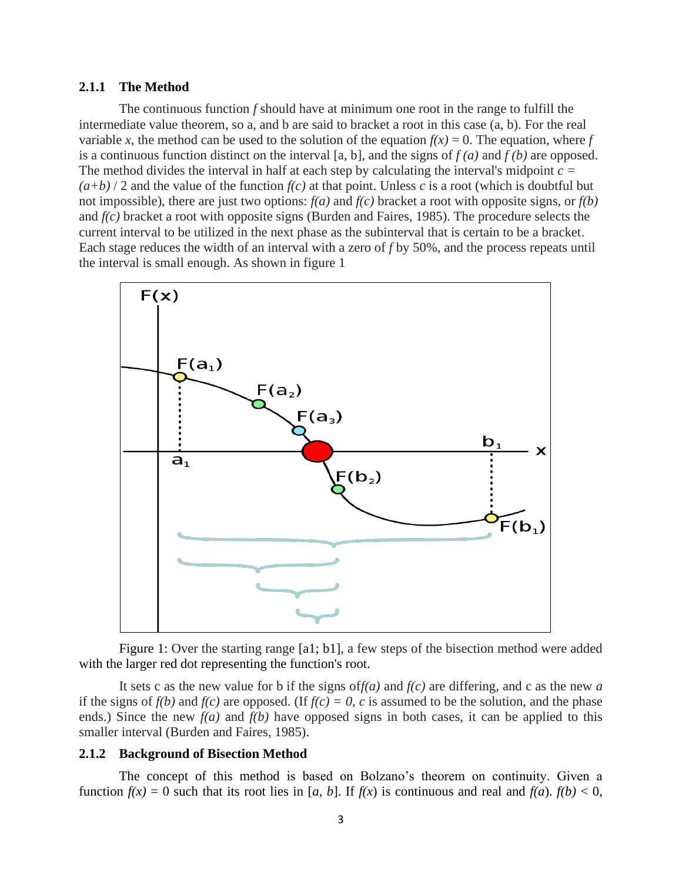### 2.1.1 The Method

The continuous function *f* should have at minimum one root in the range to fulfill the intermediate value theorem, so a, and b are said to bracket a root in this case (a, b). For the real variable *x*, the method can be used to the solution of the equation $f(x) = 0$. The equation, where *f* is a continuous function distinct on the interval [a, b], and the signs of $f(a)$ and $f(b)$ are opposed. The method divides the interval in half at each step by calculating the interval's midpoint $c = (a+b) / 2$ and the value of the function $f(c)$ at that point. Unless *c* is a root (which is doubtful but not impossible), there are just two options: $f(a)$ and $f(c)$ bracket a root with opposite signs, or $f(b)$ and $f(c)$ bracket a root with opposite signs (Burden and Faires, 1985). The procedure selects the current interval to be utilized in the next phase as the subinterval that is certain to be a bracket. Each stage reduces the width of an interval with a zero of *f* by 50%, and the process repeats until the interval is small enough. As shown in figure 1

Figure 1: Over the starting range [a1; b1], a few steps of the bisection method were added with the larger red dot representing the function's root.

It sets c as the new value for b if the signs of $f(a)$ and $f(c)$ are differing, and c as the new *a* if the signs of $f(b)$ and $f(c)$ are opposed. (If $f(c) = 0$, *c* is assumed to be the solution, and the phase ends.) Since the new $f(a)$ and $f(b)$ have opposed signs in both cases, it can be applied to this smaller interval (Burden and Faires, 1985).

### 2.1.2 Background of Bisection Method

The concept of this method is based on Bolzano's theorem on continuity. Given a function $f(x) = 0$ such that its root lies in [*a*, *b*]. If $f(x)$ is continuous and real and $f(a).\ f(b) < 0$,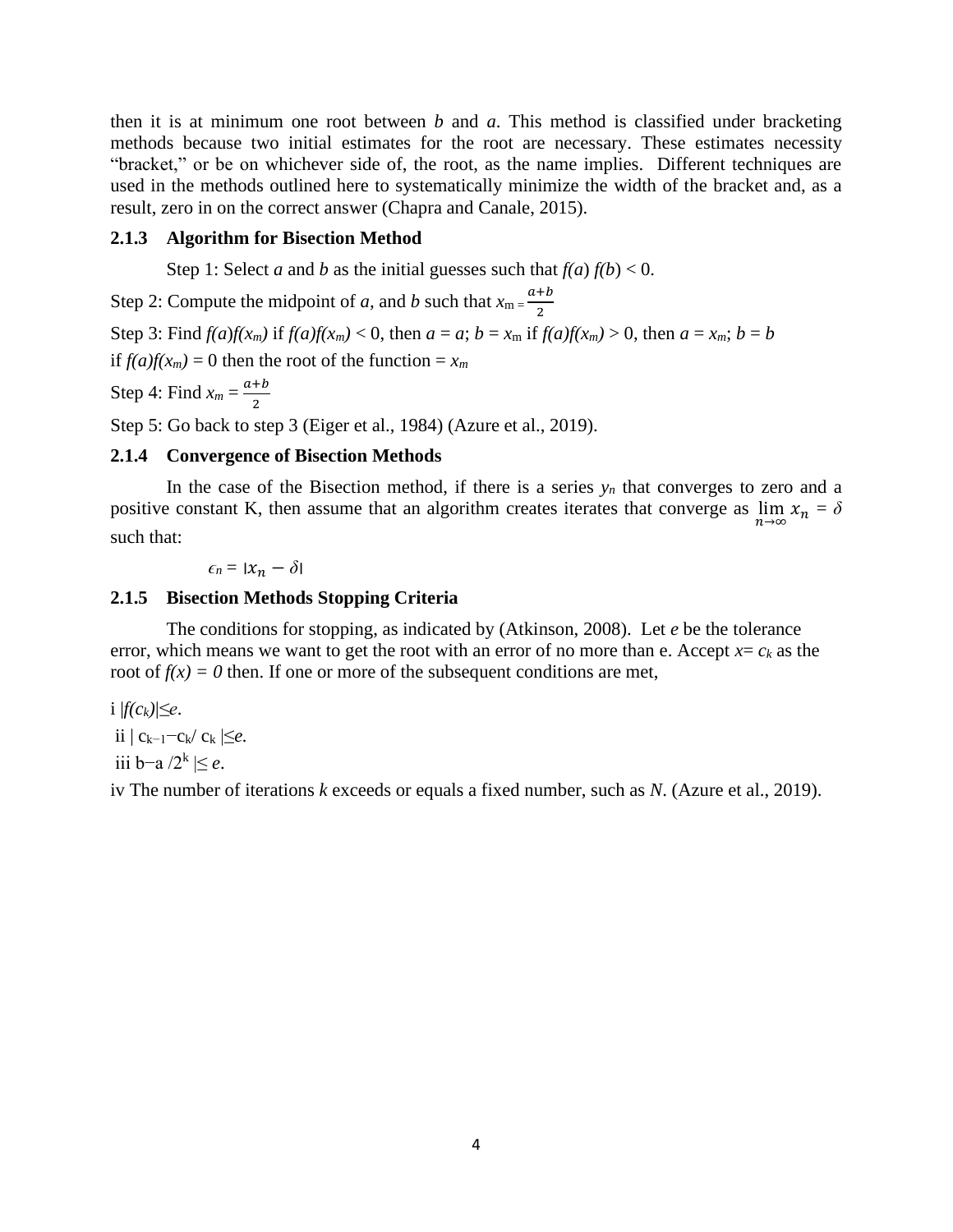then it is at minimum one root between *b* and *a*. This method is classified under bracketing methods because two initial estimates for the root are necessary. These estimates necessity "bracket," or be on whichever side of, the root, as the name implies. Different techniques are used in the methods outlined here to systematically minimize the width of the bracket and, as a result, zero in on the correct answer (Chapra and Canale, 2015).

### 2.1.3 Algorithm for Bisection Method

Step 1: Select *a* and *b* as the initial guesses such that $f(a)\, f(b) < 0$.

Step 2: Compute the midpoint of *a*, and *b* such that $x_m = \frac{a+b}{2}$

Step 3: Find $f(a)f(x_m)$ if $f(a)f(x_m) < 0$, then $a = a$; $b = x_m$ if $f(a)f(x_m) > 0$, then $a = x_m$; $b = b$

if $f(a)f(x_m) = 0$ then the root of the function $= x_m$

Step 4: Find $x_m = \frac{a+b}{2}$

Step 5: Go back to step 3 (Eiger et al., 1984) (Azure et al., 2019).

### 2.1.4 Convergence of Bisection Methods

In the case of the Bisection method, if there is a series $y_n$ that converges to zero and a positive constant K, then assume that an algorithm creates iterates that converge as $\lim_{n\to\infty} x_n = \delta$ such that:

$$\epsilon_n = |x_n - \delta|$$

### 2.1.5 Bisection Methods Stopping Criteria

The conditions for stopping, as indicated by (Atkinson, 2008). Let *e* be the tolerance error, which means we want to get the root with an error of no more than e. Accept $x = c_k$ as the root of $f(x) = 0$ then. If one or more of the subsequent conditions are met,

i $|f(c_k)| \leq e$.

ii $| c_{k-1} - c_k / c_k | \leq e$.

iii $b - a / 2^k | \leq e$.

iv The number of iterations *k* exceeds or equals a fixed number, such as *N*. (Azure et al., 2019).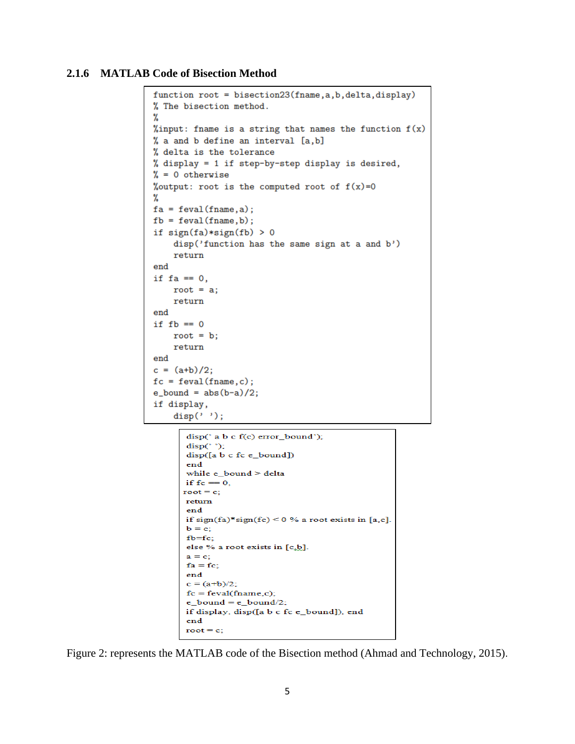### 2.1.6 MATLAB Code of Bisection Method

```
function root = bisection23(fname,a,b,delta,display)
% The bisection method.
%
%input: fname is a string that names the function f(x)
% a and b define an interval [a,b]
% delta is the tolerance
% display = 1 if step-by-step display is desired,
% = 0 otherwise
%output: root is the computed root of f(x)=0
%
fa = feval(fname,a);
fb = feval(fname,b);
if sign(fa)*sign(fb) > 0
    disp('function has the same sign at a and b')
    return
end
if fa == 0,
    root = a;
    return
end
if fb == 0
    root = b;
    return
end
c = (a+b)/2;
fc = feval(fname,c);
e_bound = abs(b-a)/2;
if display,
    disp(' ');
```

```
disp(' a b c f(c) error_bound');
disp(' ');
disp([a b c fc e_bound])
end
while e_bound > delta
if fc == 0,
root = c;
return
end
if sign(fa)*sign(fc) < 0 % a root exists in [a,c].
b = c;
fb=fc;
else % a root exists in [c,b].
a = c;
fa = fc;
end
c = (a+b)/2;
fc = feval(fname,c);
e_bound = e_bound/2;
if display, disp([a b c fc e_bound]), end
end
root = c;
```

Figure 2: represents the MATLAB code of the Bisection method (Ahmad and Technology, 2015).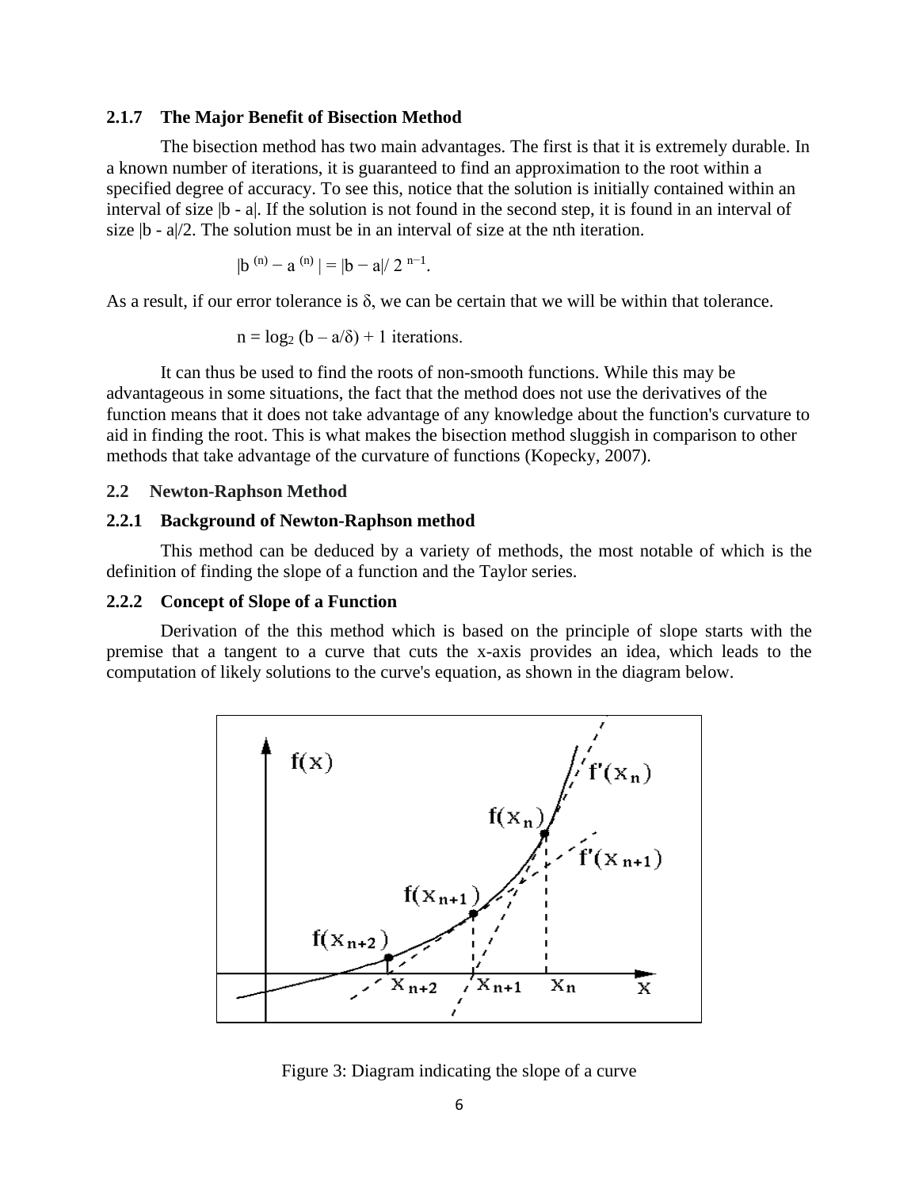### 2.1.7 The Major Benefit of Bisection Method

The bisection method has two main advantages. The first is that it is extremely durable. In a known number of iterations, it is guaranteed to find an approximation to the root within a specified degree of accuracy. To see this, notice that the solution is initially contained within an interval of size |b - a|. If the solution is not found in the second step, it is found in an interval of size |b - a|/2. The solution must be in an interval of size at the nth iteration.

$$|b^{(n)} - a^{(n)}| = |b - a|/ 2^{n-1}.$$

As a result, if our error tolerance is δ, we can be certain that we will be within that tolerance.

$$n = \log_2 (b - a/\delta) + 1 \text{ iterations.}$$

It can thus be used to find the roots of non-smooth functions. While this may be advantageous in some situations, the fact that the method does not use the derivatives of the function means that it does not take advantage of any knowledge about the function's curvature to aid in finding the root. This is what makes the bisection method sluggish in comparison to other methods that take advantage of the curvature of functions (Kopecky, 2007).

## 2.2 Newton-Raphson Method

### 2.2.1 Background of Newton-Raphson method

This method can be deduced by a variety of methods, the most notable of which is the definition of finding the slope of a function and the Taylor series.

### 2.2.2 Concept of Slope of a Function

Derivation of the this method which is based on the principle of slope starts with the premise that a tangent to a curve that cuts the x-axis provides an idea, which leads to the computation of likely solutions to the curve's equation, as shown in the diagram below.

Figure 3: Diagram indicating the slope of a curve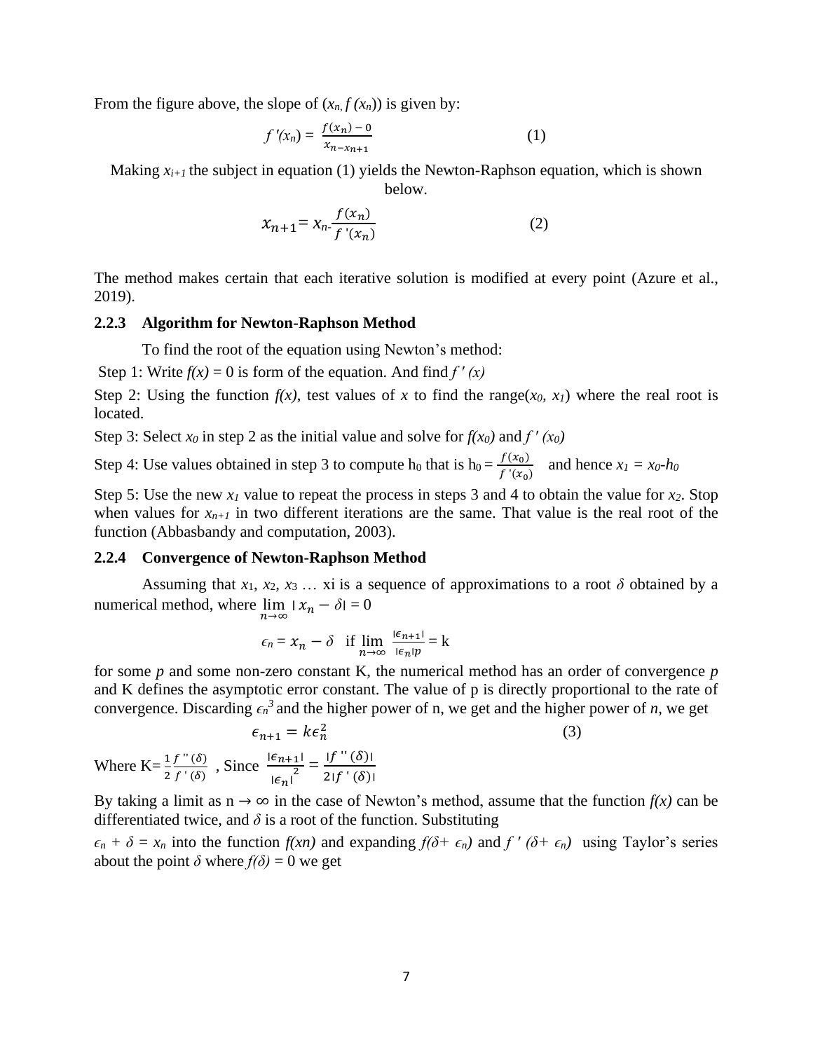From the figure above, the slope of $(x_n, f(x_n))$ is given by:

$$f'(x_n) = \frac{f(x_n) - 0}{x_n - x_{n+1}} \quad (1)$$

Making $x_{i+1}$ the subject in equation (1) yields the Newton-Raphson equation, which is shown below.

$$x_{n+1} = x_n - \frac{f(x_n)}{f'(x_n)} \quad (2)$$

The method makes certain that each iterative solution is modified at every point (Azure et al., 2019).

### 2.2.3 Algorithm for Newton-Raphson Method

To find the root of the equation using Newton's method:

Step 1: Write $f(x) = 0$ is form of the equation. And find $f'(x)$

Step 2: Using the function $f(x)$, test values of $x$ to find the range$(x_0, x_1)$ where the real root is located.

Step 3: Select $x_0$ in step 2 as the initial value and solve for $f(x_0)$ and $f'(x_0)$

Step 4: Use values obtained in step 3 to compute $h_0$ that is $h_0 = \frac{f(x_0)}{f'(x_0)}$ and hence $x_1 = x_0 - h_0$

Step 5: Use the new $x_1$ value to repeat the process in steps 3 and 4 to obtain the value for $x_2$. Stop when values for $x_{n+1}$ in two different iterations are the same. That value is the real root of the function (Abbasbandy and computation, 2003).

### 2.2.4 Convergence of Newton-Raphson Method

Assuming that $x_1, x_2, x_3 \ldots x_i$ is a sequence of approximations to a root $\delta$ obtained by a numerical method, where $\lim_{n\to\infty} |x_n - \delta| = 0$

$$\epsilon_n = x_n - \delta \quad \text{if} \lim_{n\to\infty} \frac{|\epsilon_{n+1}|}{|\epsilon_n|^p} = k$$

for some $p$ and some non-zero constant K, the numerical method has an order of convergence $p$ and K defines the asymptotic error constant. The value of p is directly proportional to the rate of convergence. Discarding $\epsilon_n^3$ and the higher power of n, we get and the higher power of $n$, we get

$$\epsilon_{n+1} = k\epsilon_n^2 \quad (3)$$

Where $K = \frac{1}{2}\frac{f''(\delta)}{f'(\delta)}$ , Since $\frac{|\epsilon_{n+1}|}{|\epsilon_n|^2} = \frac{|f''(\delta)|}{2|f'(\delta)|}$

By taking a limit as $n \to \infty$ in the case of Newton's method, assume that the function $f(x)$ can be differentiated twice, and $\delta$ is a root of the function. Substituting

$\epsilon_n + \delta = x_n$ into the function $f(x_n)$ and expanding $f(\delta + \epsilon_n)$ and $f'(\delta + \epsilon_n)$ using Taylor's series about the point $\delta$ where $f(\delta) = 0$ we get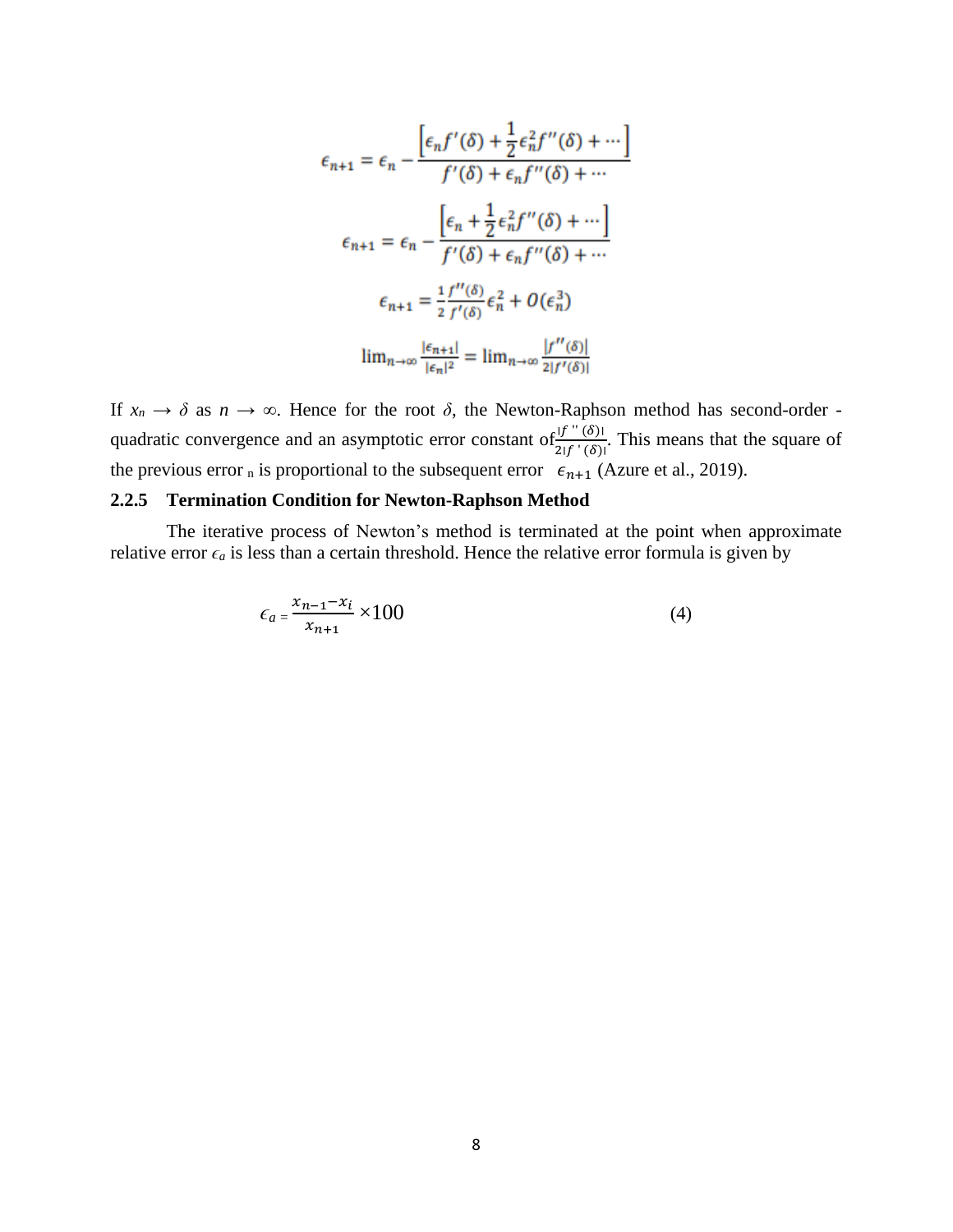$$\epsilon_{n+1} = \epsilon_n - \frac{\left[\epsilon_n f'(\delta) + \frac{1}{2}\epsilon_n^2 f''(\delta) + \cdots\right]}{f'(\delta) + \epsilon_n f''(\delta) + \cdots}$$

$$\epsilon_{n+1} = \epsilon_n - \frac{\left[\epsilon_n + \frac{1}{2}\epsilon_n^2 f''(\delta) + \cdots\right]}{f'(\delta) + \epsilon_n f''(\delta) + \cdots}$$

$$\epsilon_{n+1} = \frac{1}{2}\frac{f''(\delta)}{f'(\delta)}\epsilon_n^2 + O(\epsilon_n^3)$$

$$\lim_{n\to\infty}\frac{|\epsilon_{n+1}|}{|\epsilon_n|^2} = \lim_{n\to\infty}\frac{|f''(\delta)|}{2|f'(\delta)|}$$

If $x_n \to \delta$ as $n \to \infty$. Hence for the root $\delta$, the Newton-Raphson method has second-order - quadratic convergence and an asymptotic error constant of $\frac{|f''(\delta)|}{2|f'(\delta)|}$. This means that the square of the previous error $_n$ is proportional to the subsequent error $\epsilon_{n+1}$ (Azure et al., 2019).

### 2.2.5 Termination Condition for Newton-Raphson Method

The iterative process of Newton's method is terminated at the point when approximate relative error $\epsilon_a$ is less than a certain threshold. Hence the relative error formula is given by

$$\epsilon_a = \frac{x_{n-1} - x_i}{x_{n+1}} \times 100 \qquad (4)$$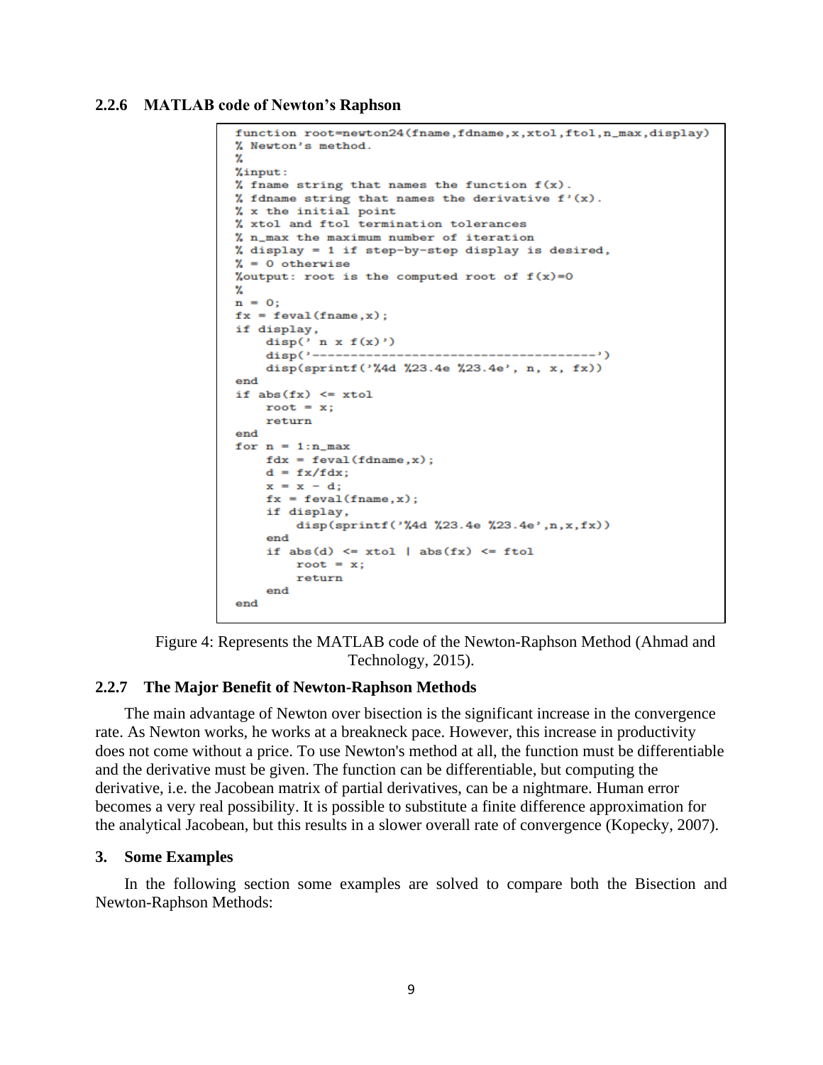### 2.2.6 MATLAB code of Newton's Raphson

```
function root=newton24(fname,fdname,x,xtol,ftol,n_max,display)
% Newton's method.
%
%input:
% fname string that names the function f(x).
% fdname string that names the derivative f'(x).
% x the initial point
% xtol and ftol termination tolerances
% n_max the maximum number of iteration
% display = 1 if step-by-step display is desired,
% = 0 otherwise
%output: root is the computed root of f(x)=0
%
n = 0;
fx = feval(fname,x);
if display,
    disp(' n x f(x)')
    disp('--------------------------------------')
    disp(sprintf('%4d %23.4e %23.4e', n, x, fx))
end
if abs(fx) <= xtol
    root = x;
    return
end
for n = 1:n_max
    fdx = feval(fdname,x);
    d = fx/fdx;
    x = x - d;
    fx = feval(fname,x);
    if display,
        disp(sprintf('%4d %23.4e %23.4e',n,x,fx))
    end
    if abs(d) <= xtol | abs(fx) <= ftol
        root = x;
        return
    end
end
```

Figure 4: Represents the MATLAB code of the Newton-Raphson Method (Ahmad and Technology, 2015).

### 2.2.7 The Major Benefit of Newton-Raphson Methods

The main advantage of Newton over bisection is the significant increase in the convergence rate. As Newton works, he works at a breakneck pace. However, this increase in productivity does not come without a price. To use Newton's method at all, the function must be differentiable and the derivative must be given. The function can be differentiable, but computing the derivative, i.e. the Jacobean matrix of partial derivatives, can be a nightmare. Human error becomes a very real possibility. It is possible to substitute a finite difference approximation for the analytical Jacobean, but this results in a slower overall rate of convergence (Kopecky, 2007).

## 3. Some Examples

In the following section some examples are solved to compare both the Bisection and Newton-Raphson Methods: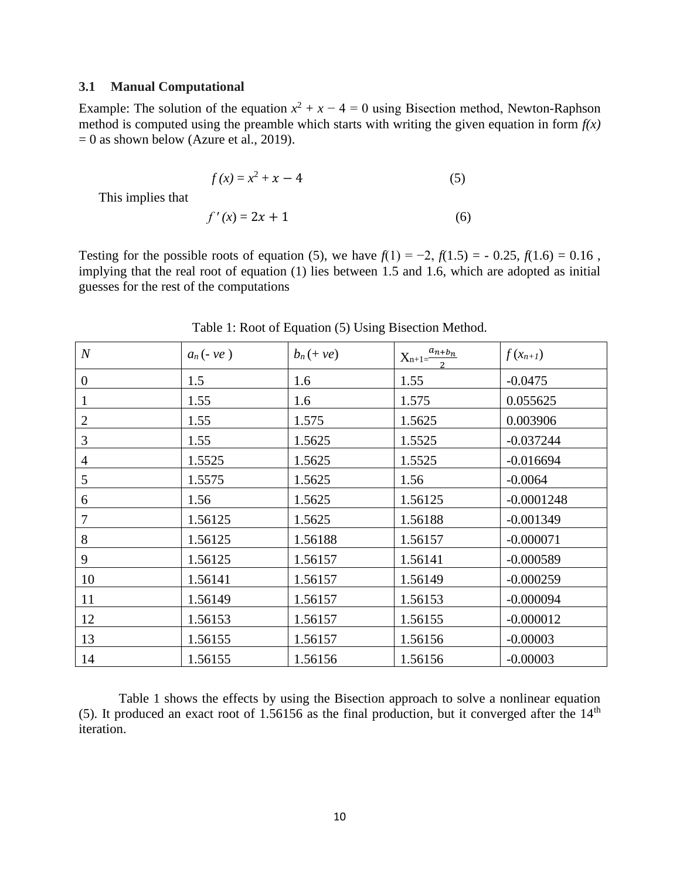### 3.1 Manual Computational

Example: The solution of the equation $x^2 + x - 4 = 0$ using Bisection method, Newton-Raphson method is computed using the preamble which starts with writing the given equation in form $f(x) = 0$ as shown below (Azure et al., 2019).

$$f(x) = x^2 + x - 4 \quad (5)$$

This implies that

$$f'(x) = 2x + 1 \quad (6)$$

Testing for the possible roots of equation (5), we have $f(1) = -2$, $f(1.5) = -0.25$, $f(1.6) = 0.16$, implying that the real root of equation (1) lies between 1.5 and 1.6, which are adopted as initial guesses for the rest of the computations

Table 1: Root of Equation (5) Using Bisection Method.

| $N$ | $a_n$ (- *ve*) | $b_n$ (+ *ve*) | $X_{n+1} = \frac{a_n + b_n}{2}$ | $f(x_{n+1})$ |
|---|---|---|---|---|
| 0 | 1.5 | 1.6 | 1.55 | -0.0475 |
| 1 | 1.55 | 1.6 | 1.575 | 0.055625 |
| 2 | 1.55 | 1.575 | 1.5625 | 0.003906 |
| 3 | 1.55 | 1.5625 | 1.5525 | -0.037244 |
| 4 | 1.5525 | 1.5625 | 1.5525 | -0.016694 |
| 5 | 1.5575 | 1.5625 | 1.56 | -0.0064 |
| 6 | 1.56 | 1.5625 | 1.56125 | -0.0001248 |
| 7 | 1.56125 | 1.5625 | 1.56188 | -0.001349 |
| 8 | 1.56125 | 1.56188 | 1.56157 | -0.000071 |
| 9 | 1.56125 | 1.56157 | 1.56141 | -0.000589 |
| 10 | 1.56141 | 1.56157 | 1.56149 | -0.000259 |
| 11 | 1.56149 | 1.56157 | 1.56153 | -0.000094 |
| 12 | 1.56153 | 1.56157 | 1.56155 | -0.000012 |
| 13 | 1.56155 | 1.56157 | 1.56156 | -0.00003 |
| 14 | 1.56155 | 1.56156 | 1.56156 | -0.00003 |

Table 1 shows the effects by using the Bisection approach to solve a nonlinear equation (5). It produced an exact root of 1.56156 as the final production, but it converged after the 14th iteration.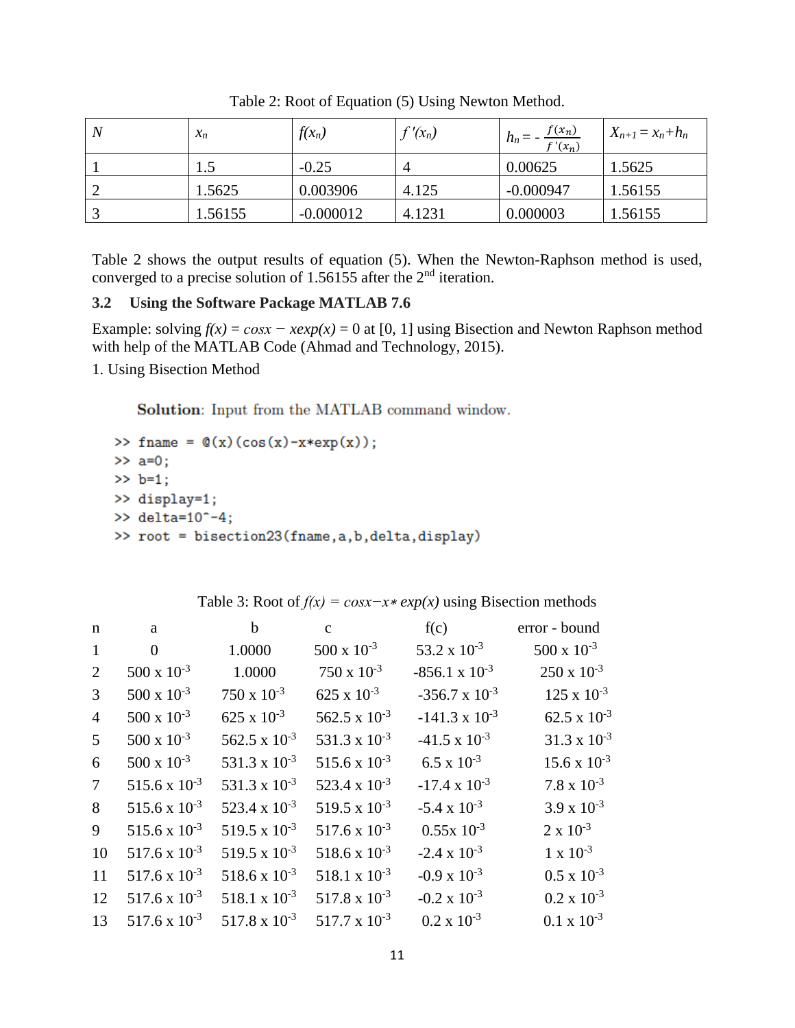Table 2: Root of Equation (5) Using Newton Method.

| $N$ | $x_n$ | $f(x_n)$ | $f\,'(x_n)$ | $h_n = -\frac{f(x_n)}{f\,'(x_n)}$ | $X_{n+1} = x_n + h_n$ |
|---|---|---|---|---|---|
| 1 | 1.5 | -0.25 | 4 | 0.00625 | 1.5625 |
| 2 | 1.5625 | 0.003906 | 4.125 | -0.000947 | 1.56155 |
| 3 | 1.56155 | -0.000012 | 4.1231 | 0.000003 | 1.56155 |

Table 2 shows the output results of equation (5). When the Newton-Raphson method is used, converged to a precise solution of 1.56155 after the 2nd iteration.

### 3.2 Using the Software Package MATLAB 7.6

Example: solving $f(x) = \cos x - x\exp(x) = 0$ at [0, 1] using Bisection and Newton Raphson method with help of the MATLAB Code (Ahmad and Technology, 2015).

1. Using Bisection Method

**Solution**: Input from the MATLAB command window.

```
>> fname = @(x)(cos(x)-x*exp(x));
>> a=0;
>> b=1;
>> display=1;
>> delta=10^-4;
>> root = bisection23(fname,a,b,delta,display)
```

Table 3: Root of $f(x) = \cos x - x * \exp(x)$ using Bisection methods

| n | a | b | c | f(c) | error - bound |
|---|---|---|---|---|---|
| 1 | 0 | 1.0000 | $500 \times 10^{-3}$ | $53.2 \times 10^{-3}$ | $500 \times 10^{-3}$ |
| 2 | $500 \times 10^{-3}$ | 1.0000 | $750 \times 10^{-3}$ | $-856.1 \times 10^{-3}$ | $250 \times 10^{-3}$ |
| 3 | $500 \times 10^{-3}$ | $750 \times 10^{-3}$ | $625 \times 10^{-3}$ | $-356.7 \times 10^{-3}$ | $125 \times 10^{-3}$ |
| 4 | $500 \times 10^{-3}$ | $625 \times 10^{-3}$ | $562.5 \times 10^{-3}$ | $-141.3 \times 10^{-3}$ | $62.5 \times 10^{-3}$ |
| 5 | $500 \times 10^{-3}$ | $562.5 \times 10^{-3}$ | $531.3 \times 10^{-3}$ | $-41.5 \times 10^{-3}$ | $31.3 \times 10^{-3}$ |
| 6 | $500 \times 10^{-3}$ | $531.3 \times 10^{-3}$ | $515.6 \times 10^{-3}$ | $6.5 \times 10^{-3}$ | $15.6 \times 10^{-3}$ |
| 7 | $515.6 \times 10^{-3}$ | $531.3 \times 10^{-3}$ | $523.4 \times 10^{-3}$ | $-17.4 \times 10^{-3}$ | $7.8 \times 10^{-3}$ |
| 8 | $515.6 \times 10^{-3}$ | $523.4 \times 10^{-3}$ | $519.5 \times 10^{-3}$ | $-5.4 \times 10^{-3}$ | $3.9 \times 10^{-3}$ |
| 9 | $515.6 \times 10^{-3}$ | $519.5 \times 10^{-3}$ | $517.6 \times 10^{-3}$ | $0.55 \times 10^{-3}$ | $2 \times 10^{-3}$ |
| 10 | $517.6 \times 10^{-3}$ | $519.5 \times 10^{-3}$ | $518.6 \times 10^{-3}$ | $-2.4 \times 10^{-3}$ | $1 \times 10^{-3}$ |
| 11 | $517.6 \times 10^{-3}$ | $518.6 \times 10^{-3}$ | $518.1 \times 10^{-3}$ | $-0.9 \times 10^{-3}$ | $0.5 \times 10^{-3}$ |
| 12 | $517.6 \times 10^{-3}$ | $518.1 \times 10^{-3}$ | $517.8 \times 10^{-3}$ | $-0.2 \times 10^{-3}$ | $0.2 \times 10^{-3}$ |
| 13 | $517.6 \times 10^{-3}$ | $517.8 \times 10^{-3}$ | $517.7 \times 10^{-3}$ | $0.2 \times 10^{-3}$ | $0.1 \times 10^{-3}$ |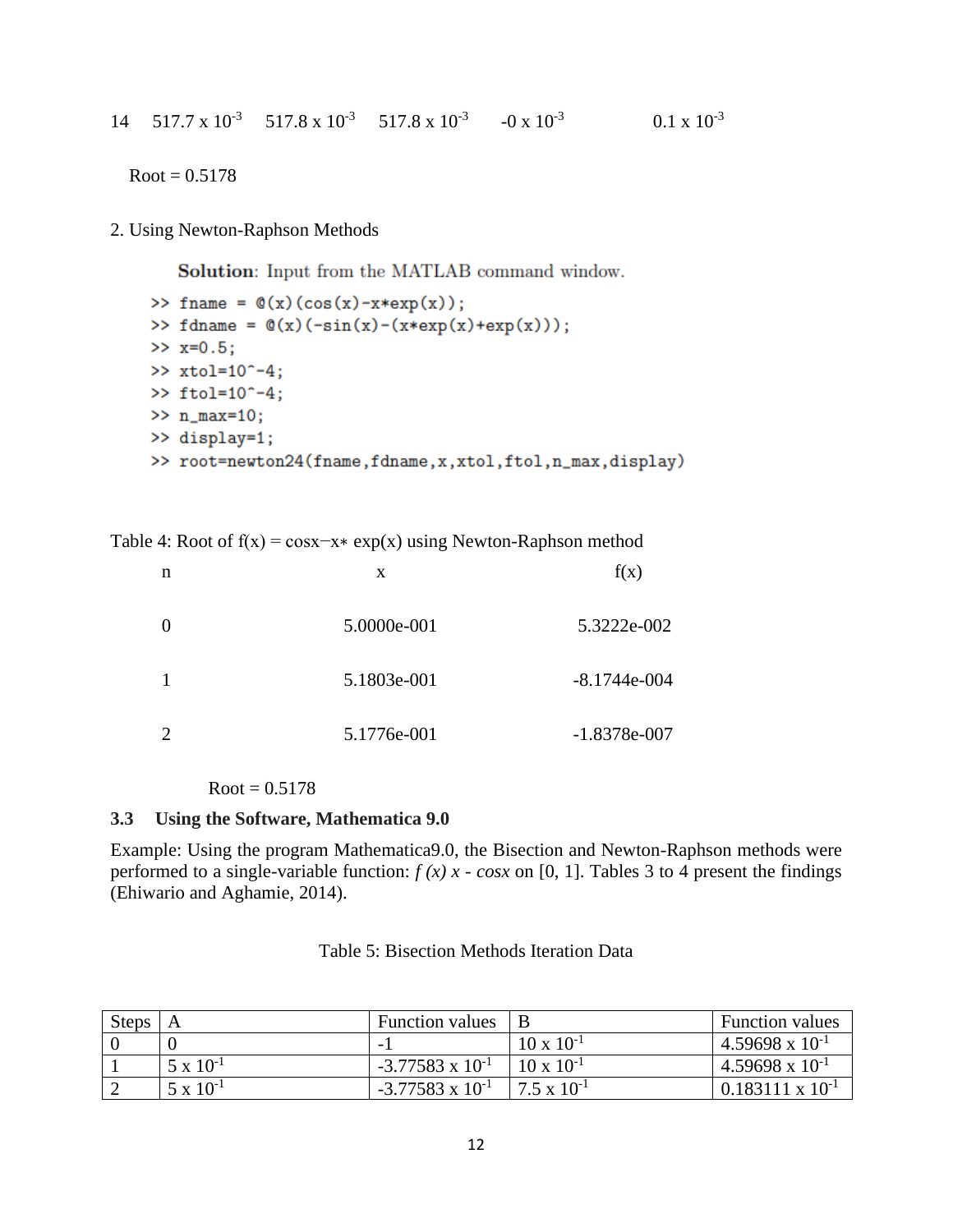| 14 | $517.7 \times 10^{-3}$ | $517.8 \times 10^{-3}$ | $517.8 \times 10^{-3}$ | $-0 \times 10^{-3}$ | $0.1 \times 10^{-3}$ |
|---|---|---|---|---|---|

Root = 0.5178

2. Using Newton-Raphson Methods

**Solution**: Input from the MATLAB command window.

```
>> fname = @(x)(cos(x)-x*exp(x));
>> fdname = @(x)(-sin(x)-(x*exp(x)+exp(x)));
>> x=0.5;
>> xtol=10^-4;
>> ftol=10^-4;
>> n_max=10;
>> display=1;
>> root=newton24(fname,fdname,x,xtol,ftol,n_max,display)
```

Table 4: Root of f(x) = cosx−x∗ exp(x) using Newton-Raphson method

| n | x | f(x) |
|---|---|---|
| 0 | 5.0000e-001 | 5.3222e-002 |
| 1 | 5.1803e-001 | -8.1744e-004 |
| 2 | 5.1776e-001 | -1.8378e-007 |

Root = 0.5178

### 3.3 Using the Software, Mathematica 9.0

Example: Using the program Mathematica9.0, the Bisection and Newton-Raphson methods were performed to a single-variable function: *f (x) x - cosx* on [0, 1]. Tables 3 to 4 present the findings (Ehiwario and Aghamie, 2014).

Table 5: Bisection Methods Iteration Data

| Steps | A | Function values | B | Function values |
|---|---|---|---|---|
| 0 | 0 | -1 | $10 \times 10^{-1}$ | $4.59698 \times 10^{-1}$ |
| 1 | $5 \times 10^{-1}$ | $-3.77583 \times 10^{-1}$ | $10 \times 10^{-1}$ | $4.59698 \times 10^{-1}$ |
| 2 | $5 \times 10^{-1}$ | $-3.77583 \times 10^{-1}$ | $7.5 \times 10^{-1}$ | $0.183111 \times 10^{-1}$ |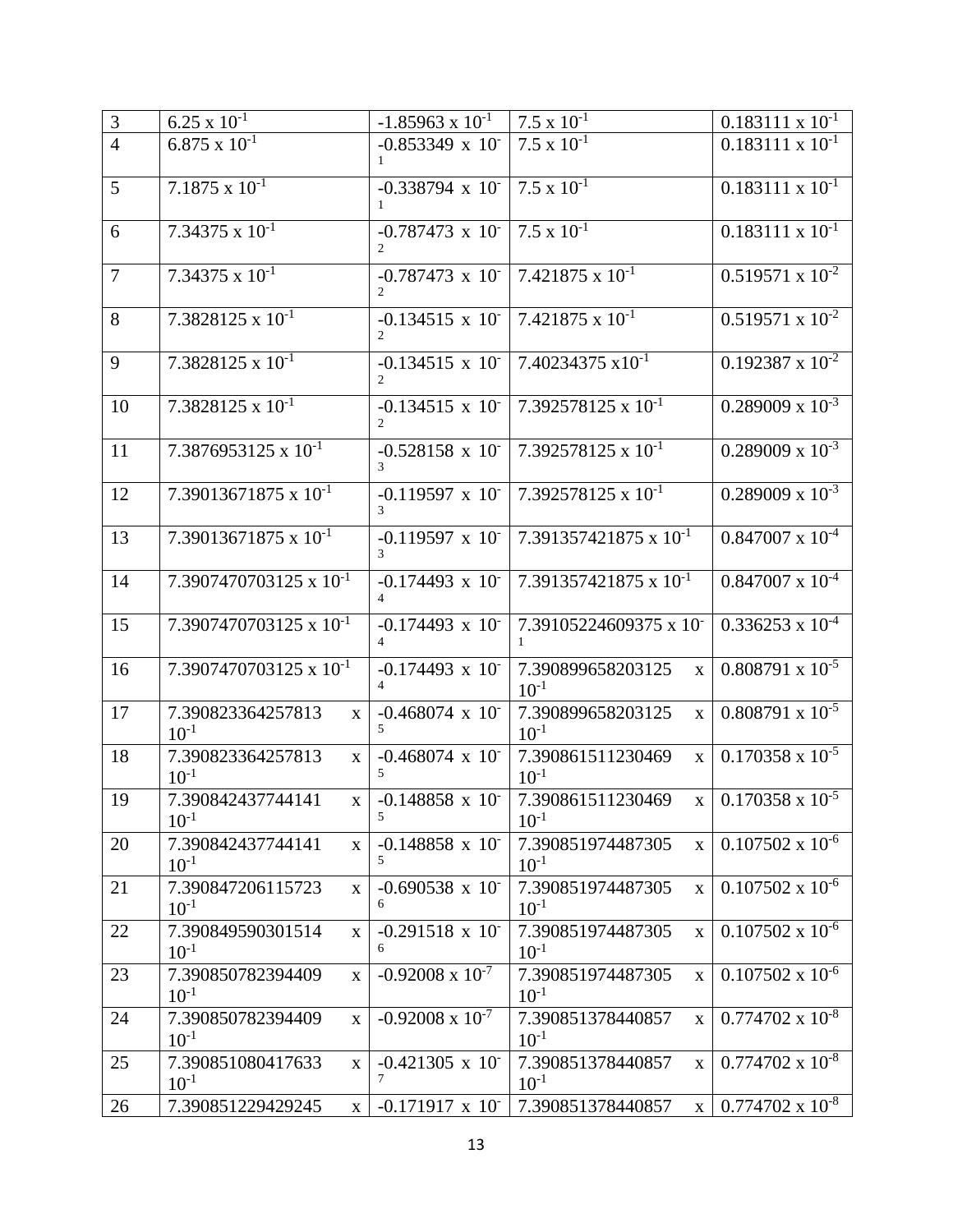| 3 | $6.25 \times 10^{-1}$ | $-1.85963 \times 10^{-1}$ | $7.5 \times 10^{-1}$ | $0.183111 \times 10^{-1}$ |
|---|---|---|---|---|
| 4 | $6.875 \times 10^{-1}$ | $-0.853349 \times 10^{-1}$ | $7.5 \times 10^{-1}$ | $0.183111 \times 10^{-1}$ |
| 5 | $7.1875 \times 10^{-1}$ | $-0.338794 \times 10^{-1}$ | $7.5 \times 10^{-1}$ | $0.183111 \times 10^{-1}$ |
| 6 | $7.34375 \times 10^{-1}$ | $-0.787473 \times 10^{-2}$ | $7.5 \times 10^{-1}$ | $0.183111 \times 10^{-1}$ |
| 7 | $7.34375 \times 10^{-1}$ | $-0.787473 \times 10^{-2}$ | $7.421875 \times 10^{-1}$ | $0.519571 \times 10^{-2}$ |
| 8 | $7.3828125 \times 10^{-1}$ | $-0.134515 \times 10^{-2}$ | $7.421875 \times 10^{-1}$ | $0.519571 \times 10^{-2}$ |
| 9 | $7.3828125 \times 10^{-1}$ | $-0.134515 \times 10^{-2}$ | $7.40234375 \times 10^{-1}$ | $0.192387 \times 10^{-2}$ |
| 10 | $7.3828125 \times 10^{-1}$ | $-0.134515 \times 10^{-2}$ | $7.392578125 \times 10^{-1}$ | $0.289009 \times 10^{-3}$ |
| 11 | $7.3876953125 \times 10^{-1}$ | $-0.528158 \times 10^{-3}$ | $7.392578125 \times 10^{-1}$ | $0.289009 \times 10^{-3}$ |
| 12 | $7.39013671875 \times 10^{-1}$ | $-0.119597 \times 10^{-3}$ | $7.392578125 \times 10^{-1}$ | $0.289009 \times 10^{-3}$ |
| 13 | $7.39013671875 \times 10^{-1}$ | $-0.119597 \times 10^{-3}$ | $7.391357421875 \times 10^{-1}$ | $0.847007 \times 10^{-4}$ |
| 14 | $7.3907470703125 \times 10^{-1}$ | $-0.174493 \times 10^{-4}$ | $7.391357421875 \times 10^{-1}$ | $0.847007 \times 10^{-4}$ |
| 15 | $7.3907470703125 \times 10^{-1}$ | $-0.174493 \times 10^{-4}$ | $7.39105224609375 \times 10^{-1}$ | $0.336253 \times 10^{-4}$ |
| 16 | $7.3907470703125 \times 10^{-1}$ | $-0.174493 \times 10^{-4}$ | $7.390899658203125 \times 10^{-1}$ | $0.808791 \times 10^{-5}$ |
| 17 | $7.390823364257813 \times 10^{-1}$ | $-0.468074 \times 10^{-5}$ | $7.390899658203125 \times 10^{-1}$ | $0.808791 \times 10^{-5}$ |
| 18 | $7.390823364257813 \times 10^{-1}$ | $-0.468074 \times 10^{-5}$ | $7.390861511230469 \times 10^{-1}$ | $0.170358 \times 10^{-5}$ |
| 19 | $7.390842437744141 \times 10^{-1}$ | $-0.148858 \times 10^{-5}$ | $7.390861511230469 \times 10^{-1}$ | $0.170358 \times 10^{-5}$ |
| 20 | $7.390842437744141 \times 10^{-1}$ | $-0.148858 \times 10^{-5}$ | $7.390851974487305 \times 10^{-1}$ | $0.107502 \times 10^{-6}$ |
| 21 | $7.390847206115723 \times 10^{-1}$ | $-0.690538 \times 10^{-6}$ | $7.390851974487305 \times 10^{-1}$ | $0.107502 \times 10^{-6}$ |
| 22 | $7.390849590301514 \times 10^{-1}$ | $-0.291518 \times 10^{-6}$ | $7.390851974487305 \times 10^{-1}$ | $0.107502 \times 10^{-6}$ |
| 23 | $7.390850782394409 \times 10^{-1}$ | $-0.92008 \times 10^{-7}$ | $7.390851974487305 \times 10^{-1}$ | $0.107502 \times 10^{-6}$ |
| 24 | $7.390850782394409 \times 10^{-1}$ | $-0.92008 \times 10^{-7}$ | $7.390851378440857 \times 10^{-1}$ | $0.774702 \times 10^{-8}$ |
| 25 | $7.390851080417633 \times 10^{-1}$ | $-0.421305 \times 10^{-7}$ | $7.390851378440857 \times 10^{-1}$ | $0.774702 \times 10^{-8}$ |
| 26 | $7.390851229429245 \times$ | $-0.171917 \times 10^{-}$ | $7.390851378440857 \times$ | $0.774702 \times 10^{-8}$ |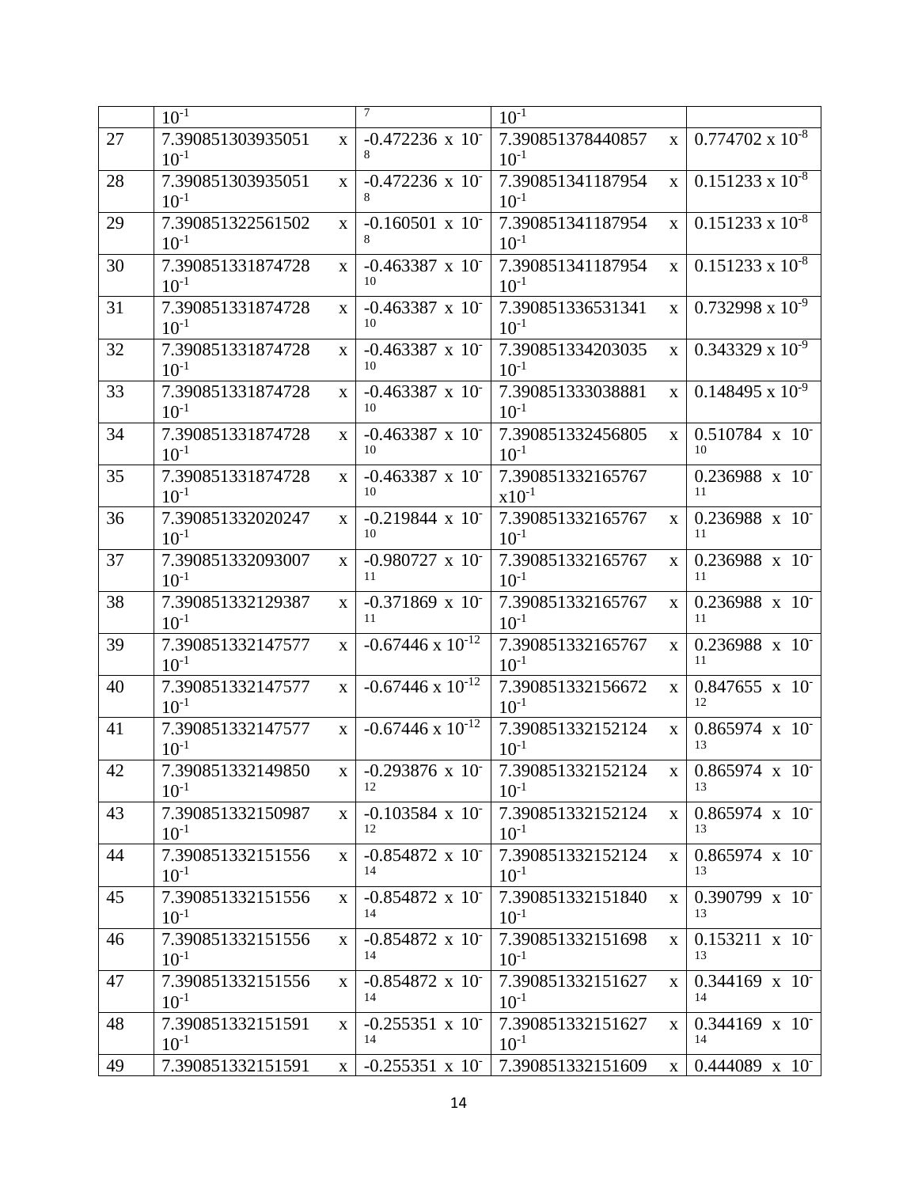| | | | | |
|---|---|---|---|---|
| | $10^{-1}$ | $^{7}$ | $10^{-1}$ | |
| 27 | $7.390851303935051 \times 10^{-1}$ | $-0.472236 \times 10^{-8}$ | $7.390851378440857 \times 10^{-1}$ | $0.774702 \times 10^{-8}$ |
| 28 | $7.390851303935051 \times 10^{-1}$ | $-0.472236 \times 10^{-8}$ | $7.390851341187954 \times 10^{-1}$ | $0.151233 \times 10^{-8}$ |
| 29 | $7.390851322561502 \times 10^{-1}$ | $-0.160501 \times 10^{-8}$ | $7.390851341187954 \times 10^{-1}$ | $0.151233 \times 10^{-8}$ |
| 30 | $7.390851331874728 \times 10^{-1}$ | $-0.463387 \times 10^{-10}$ | $7.390851341187954 \times 10^{-1}$ | $0.151233 \times 10^{-8}$ |
| 31 | $7.390851331874728 \times 10^{-1}$ | $-0.463387 \times 10^{-10}$ | $7.390851336531341 \times 10^{-1}$ | $0.732998 \times 10^{-9}$ |
| 32 | $7.390851331874728 \times 10^{-1}$ | $-0.463387 \times 10^{-10}$ | $7.390851334203035 \times 10^{-1}$ | $0.343329 \times 10^{-9}$ |
| 33 | $7.390851331874728 \times 10^{-1}$ | $-0.463387 \times 10^{-10}$ | $7.390851333038881 \times 10^{-1}$ | $0.148495 \times 10^{-9}$ |
| 34 | $7.390851331874728 \times 10^{-1}$ | $-0.463387 \times 10^{-10}$ | $7.390851332456805 \times 10^{-1}$ | $0.510784 \times 10^{-10}$ |
| 35 | $7.390851331874728 \times 10^{-1}$ | $-0.463387 \times 10^{-10}$ | $7.390851332165767 \times 10^{-1}$ | $0.236988 \times 10^{-11}$ |
| 36 | $7.390851332020247 \times 10^{-1}$ | $-0.219844 \times 10^{-10}$ | $7.390851332165767 \times 10^{-1}$ | $0.236988 \times 10^{-11}$ |
| 37 | $7.390851332093007 \times 10^{-1}$ | $-0.980727 \times 10^{-11}$ | $7.390851332165767 \times 10^{-1}$ | $0.236988 \times 10^{-11}$ |
| 38 | $7.390851332129387 \times 10^{-1}$ | $-0.371869 \times 10^{-11}$ | $7.390851332165767 \times 10^{-1}$ | $0.236988 \times 10^{-11}$ |
| 39 | $7.390851332147577 \times 10^{-1}$ | $-0.67446 \times 10^{-12}$ | $7.390851332165767 \times 10^{-1}$ | $0.236988 \times 10^{-11}$ |
| 40 | $7.390851332147577 \times 10^{-1}$ | $-0.67446 \times 10^{-12}$ | $7.390851332156672 \times 10^{-1}$ | $0.847655 \times 10^{-12}$ |
| 41 | $7.390851332147577 \times 10^{-1}$ | $-0.67446 \times 10^{-12}$ | $7.390851332152124 \times 10^{-1}$ | $0.865974 \times 10^{-13}$ |
| 42 | $7.390851332149850 \times 10^{-1}$ | $-0.293876 \times 10^{-12}$ | $7.390851332152124 \times 10^{-1}$ | $0.865974 \times 10^{-13}$ |
| 43 | $7.390851332150987 \times 10^{-1}$ | $-0.103584 \times 10^{-12}$ | $7.390851332152124 \times 10^{-1}$ | $0.865974 \times 10^{-13}$ |
| 44 | $7.390851332151556 \times 10^{-1}$ | $-0.854872 \times 10^{-14}$ | $7.390851332152124 \times 10^{-1}$ | $0.865974 \times 10^{-13}$ |
| 45 | $7.390851332151556 \times 10^{-1}$ | $-0.854872 \times 10^{-14}$ | $7.390851332151840 \times 10^{-1}$ | $0.390799 \times 10^{-13}$ |
| 46 | $7.390851332151556 \times 10^{-1}$ | $-0.854872 \times 10^{-14}$ | $7.390851332151698 \times 10^{-1}$ | $0.153211 \times 10^{-13}$ |
| 47 | $7.390851332151556 \times 10^{-1}$ | $-0.854872 \times 10^{-14}$ | $7.390851332151627 \times 10^{-1}$ | $0.344169 \times 10^{-14}$ |
| 48 | $7.390851332151591 \times 10^{-1}$ | $-0.255351 \times 10^{-14}$ | $7.390851332151627 \times 10^{-1}$ | $0.344169 \times 10^{-14}$ |
| 49 | $7.390851332151591 \times$ | $-0.255351 \times 10^{-}$ | $7.390851332151609 \times$ | $0.444089 \times 10^{-}$ |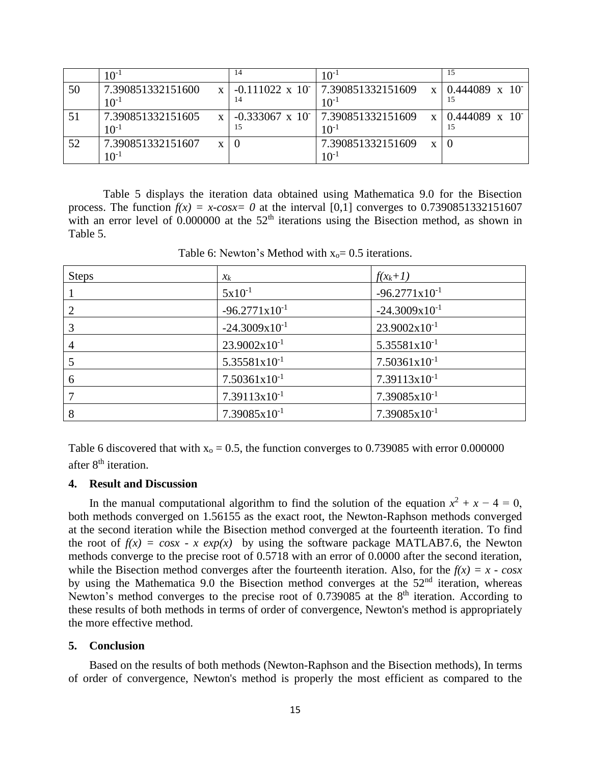|  | $10^{-1}$ | 14 | $10^{-1}$ | 15 |
| --- | --- | --- | --- | --- |
| 50 | 7.390851332151600 x $10^{-1}$ | -0.111022 x $10^{-14}$ | 7.390851332151609 x $10^{-1}$ | 0.444089 x $10^{-15}$ |
| 51 | 7.390851332151605 x $10^{-1}$ | -0.333067 x $10^{-15}$ | 7.390851332151609 x $10^{-1}$ | 0.444089 x $10^{-15}$ |
| 52 | 7.390851332151607 x $10^{-1}$ | 0 | 7.390851332151609 x $10^{-1}$ | 0 |

Table 5 displays the iteration data obtained using Mathematica 9.0 for the Bisection process. The function $f(x) = x\text{-}cosx = 0$ at the interval [0,1] converges to 0.7390851332151607 with an error level of 0.000000 at the $52^{th}$ iterations using the Bisection method, as shown in Table 5.

Table 6: Newton's Method with $x_o$= 0.5 iterations.

| Steps | $x_k$ | $f(x_k+1)$ |
| --- | --- | --- |
| 1 | $5x10^{-1}$ | $-96.2771x10^{-1}$ |
| 2 | $-96.2771x10^{-1}$ | $-24.3009x10^{-1}$ |
| 3 | $-24.3009x10^{-1}$ | $23.9002x10^{-1}$ |
| 4 | $23.9002x10^{-1}$ | $5.35581x10^{-1}$ |
| 5 | $5.35581x10^{-1}$ | $7.50361x10^{-1}$ |
| 6 | $7.50361x10^{-1}$ | $7.39113x10^{-1}$ |
| 7 | $7.39113x10^{-1}$ | $7.39085x10^{-1}$ |
| 8 | $7.39085x10^{-1}$ | $7.39085x10^{-1}$ |

Table 6 discovered that with $x_o$ = 0.5, the function converges to 0.739085 with error 0.000000 after $8^{th}$ iteration.

## 4. Result and Discussion

In the manual computational algorithm to find the solution of the equation $x^2 + x - 4 = 0$, both methods converged on 1.56155 as the exact root, the Newton-Raphson methods converged at the second iteration while the Bisection method converged at the fourteenth iteration. To find the root of $f(x) = cosx - x\ exp(x)$ by using the software package MATLAB7.6, the Newton methods converge to the precise root of 0.5718 with an error of 0.0000 after the second iteration, while the Bisection method converges after the fourteenth iteration. Also, for the $f(x) = x - cosx$ by using the Mathematica 9.0 the Bisection method converges at the $52^{nd}$ iteration, whereas Newton's method converges to the precise root of 0.739085 at the $8^{th}$ iteration. According to these results of both methods in terms of order of convergence, Newton's method is appropriately the more effective method.

## 5. Conclusion

Based on the results of both methods (Newton-Raphson and the Bisection methods), In terms of order of convergence, Newton's method is properly the most efficient as compared to the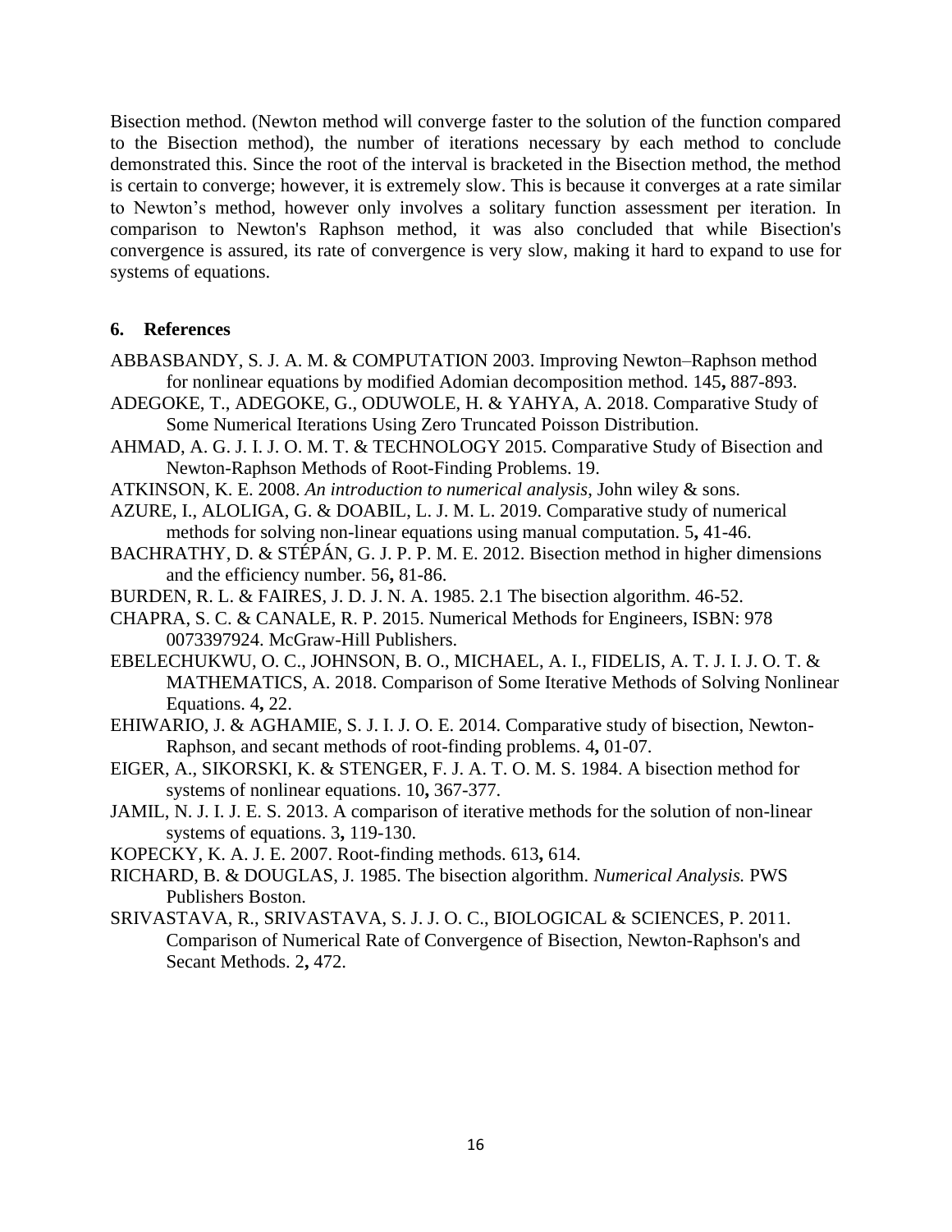Bisection method. (Newton method will converge faster to the solution of the function compared to the Bisection method), the number of iterations necessary by each method to conclude demonstrated this. Since the root of the interval is bracketed in the Bisection method, the method is certain to converge; however, it is extremely slow. This is because it converges at a rate similar to Newton's method, however only involves a solitary function assessment per iteration. In comparison to Newton's Raphson method, it was also concluded that while Bisection's convergence is assured, its rate of convergence is very slow, making it hard to expand to use for systems of equations.

## 6. References

ABBASBANDY, S. J. A. M. & COMPUTATION 2003. Improving Newton–Raphson method for nonlinear equations by modified Adomian decomposition method. 145**,** 887-893.

ADEGOKE, T., ADEGOKE, G., ODUWOLE, H. & YAHYA, A. 2018. Comparative Study of Some Numerical Iterations Using Zero Truncated Poisson Distribution.

AHMAD, A. G. J. I. J. O. M. T. & TECHNOLOGY 2015. Comparative Study of Bisection and Newton-Raphson Methods of Root-Finding Problems. 19.

ATKINSON, K. E. 2008. *An introduction to numerical analysis*, John wiley & sons.

AZURE, I., ALOLIGA, G. & DOABIL, L. J. M. L. 2019. Comparative study of numerical methods for solving non-linear equations using manual computation. 5**,** 41-46.

BACHRATHY, D. & STÉPÁN, G. J. P. P. M. E. 2012. Bisection method in higher dimensions and the efficiency number. 56**,** 81-86.

BURDEN, R. L. & FAIRES, J. D. J. N. A. 1985. 2.1 The bisection algorithm. 46-52.

CHAPRA, S. C. & CANALE, R. P. 2015. Numerical Methods for Engineers, ISBN: 978 0073397924. McGraw-Hill Publishers.

EBELECHUKWU, O. C., JOHNSON, B. O., MICHAEL, A. I., FIDELIS, A. T. J. I. J. O. T. & MATHEMATICS, A. 2018. Comparison of Some Iterative Methods of Solving Nonlinear Equations. 4**,** 22.

EHIWARIO, J. & AGHAMIE, S. J. I. J. O. E. 2014. Comparative study of bisection, Newton-Raphson, and secant methods of root-finding problems. 4**,** 01-07.

EIGER, A., SIKORSKI, K. & STENGER, F. J. A. T. O. M. S. 1984. A bisection method for systems of nonlinear equations. 10**,** 367-377.

JAMIL, N. J. I. J. E. S. 2013. A comparison of iterative methods for the solution of non-linear systems of equations. 3**,** 119-130.

KOPECKY, K. A. J. E. 2007. Root-finding methods. 613**,** 614.

RICHARD, B. & DOUGLAS, J. 1985. The bisection algorithm. *Numerical Analysis.* PWS Publishers Boston.

SRIVASTAVA, R., SRIVASTAVA, S. J. J. O. C., BIOLOGICAL & SCIENCES, P. 2011. Comparison of Numerical Rate of Convergence of Bisection, Newton-Raphson's and Secant Methods. 2**,** 472.